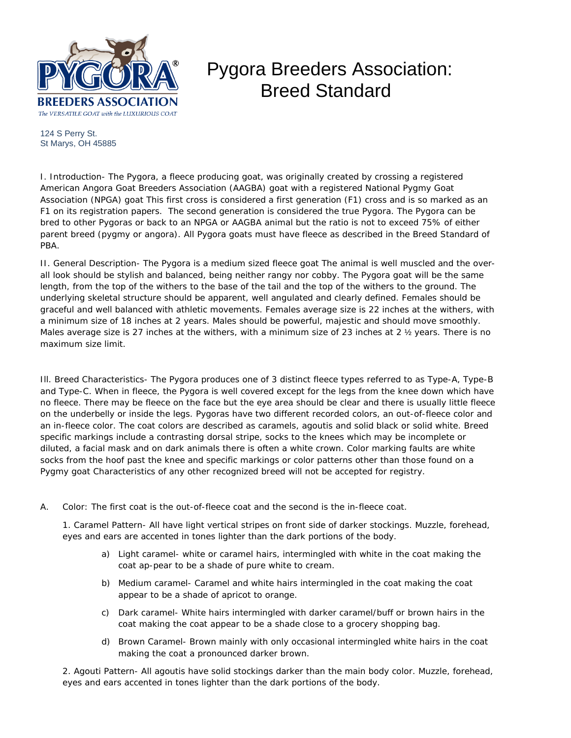PYGORA® BREEDERS ASSOCIATION
*The VERSATILE GOAT with the LUXURIOUS COAT*

# Pygora Breeders Association: Breed Standard

124 S Perry St.
St Marys, OH 45885

I. Introduction- The Pygora, a fleece producing goat, was originally created by crossing a registered American Angora Goat Breeders Association (AAGBA) goat with a registered National Pygmy Goat Association (NPGA) goat This first cross is considered a first generation (F1) cross and is so marked as an F1 on its registration papers. The second generation is considered the true Pygora. The Pygora can be bred to other Pygoras or back to an NPGA or AAGBA animal but the ratio is not to exceed 75% of either parent breed (pygmy or angora). All Pygora goats must have fleece as described in the Breed Standard of PBA.

II. General Description- The Pygora is a medium sized fleece goat The animal is well muscled and the over-all look should be stylish and balanced, being neither rangy nor cobby. The Pygora goat will be the same length, from the top of the withers to the base of the tail and the top of the withers to the ground. The underlying skeletal structure should be apparent, well angulated and clearly defined. Females should be graceful and well balanced with athletic movements. Females average size is 22 inches at the withers, with a minimum size of 18 inches at 2 years. Males should be powerful, majestic and should move smoothly. Males average size is 27 inches at the withers, with a minimum size of 23 inches at 2 ½ years. There is no maximum size limit.

III. Breed Characteristics- The Pygora produces one of 3 distinct fleece types referred to as Type-A, Type-B and Type-C. When in fleece, the Pygora is well covered except for the legs from the knee down which have no fleece. There may be fleece on the face but the eye area should be clear and there is usually little fleece on the underbelly or inside the legs. Pygoras have two different recorded colors, an out-of-fleece color and an in-fleece color. The coat colors are described as caramels, agoutis and solid black or solid white. Breed specific markings include a contrasting dorsal stripe, socks to the knees which may be incomplete or diluted, a facial mask and on dark animals there is often a white crown. Color marking faults are white socks from the hoof past the knee and specific markings or color patterns other than those found on a Pygmy goat Characteristics of any other recognized breed will not be accepted for registry.

A. Color: The first coat is the out-of-fleece coat and the second is the in-fleece coat.

1. Caramel Pattern- All have light vertical stripes on front side of darker stockings. Muzzle, forehead, eyes and ears are accented in tones lighter than the dark portions of the body.

   a) Light caramel- white or caramel hairs, intermingled with white in the coat making the coat ap-pear to be a shade of pure white to cream.

   b) Medium caramel- Caramel and white hairs intermingled in the coat making the coat appear to be a shade of apricot to orange.

   c) Dark caramel- White hairs intermingled with darker caramel/buff or brown hairs in the coat making the coat appear to be a shade close to a grocery shopping bag.

   d) Brown Caramel- Brown mainly with only occasional intermingled white hairs in the coat making the coat a pronounced darker brown.

2. Agouti Pattern- All agoutis have solid stockings darker than the main body color. Muzzle, forehead, eyes and ears accented in tones lighter than the dark portions of the body.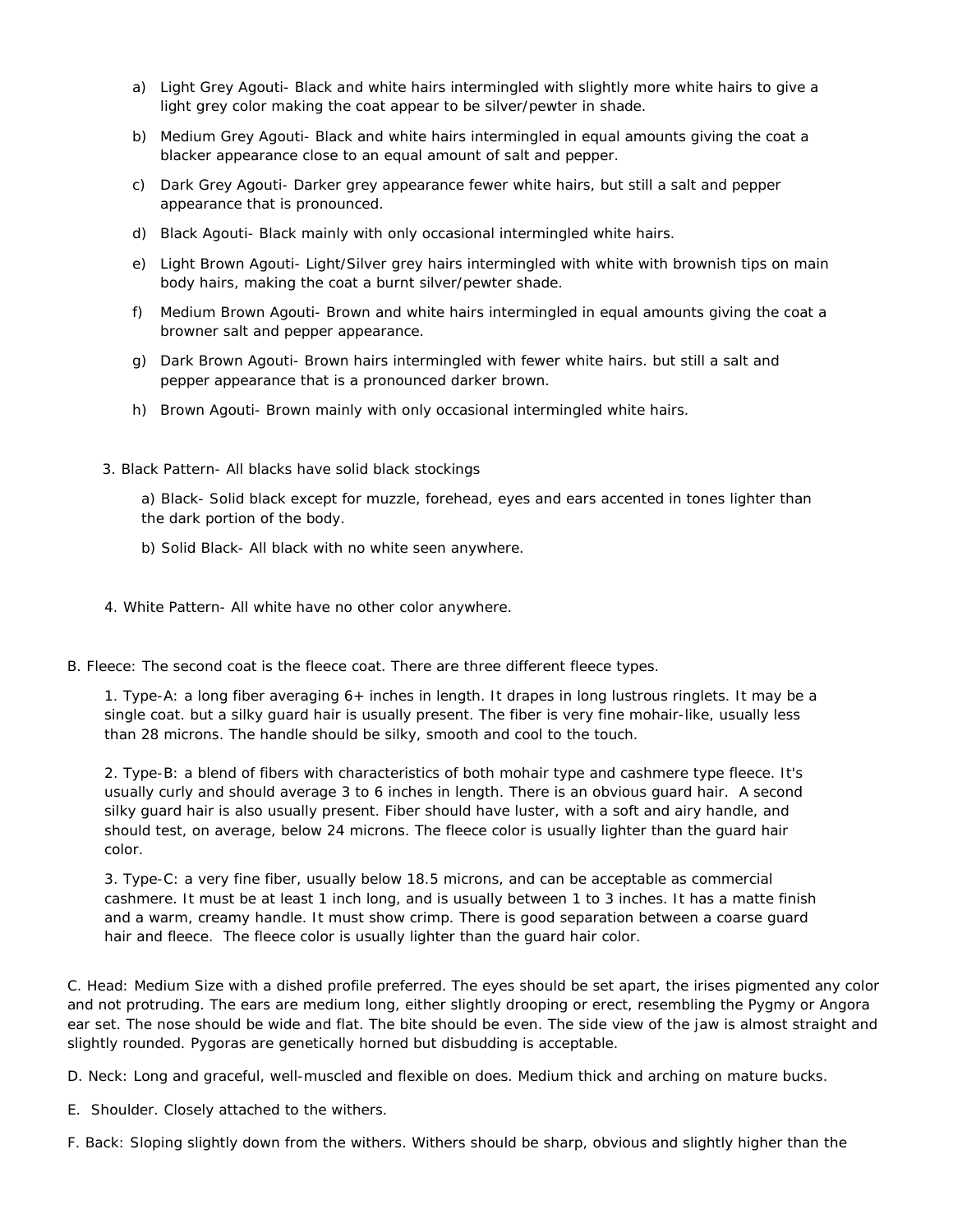a) Light Grey Agouti- Black and white hairs intermingled with slightly more white hairs to give a light grey color making the coat appear to be silver/pewter in shade.

b) Medium Grey Agouti- Black and white hairs intermingled in equal amounts giving the coat a blacker appearance close to an equal amount of salt and pepper.

c) Dark Grey Agouti- Darker grey appearance fewer white hairs, but still a salt and pepper appearance that is pronounced.

d) Black Agouti- Black mainly with only occasional intermingled white hairs.

e) Light Brown Agouti- Light/Silver grey hairs intermingled with white with brownish tips on main body hairs, making the coat a burnt silver/pewter shade.

f) Medium Brown Agouti- Brown and white hairs intermingled in equal amounts giving the coat a browner salt and pepper appearance.

g) Dark Brown Agouti- Brown hairs intermingled with fewer white hairs. but still a salt and pepper appearance that is a pronounced darker brown.

h) Brown Agouti- Brown mainly with only occasional intermingled white hairs.

3. Black Pattern- All blacks have solid black stockings

a) Black- Solid black except for muzzle, forehead, eyes and ears accented in tones lighter than the dark portion of the body.

b) Solid Black- All black with no white seen anywhere.

4. White Pattern- All white have no other color anywhere.

B. Fleece: The second coat is the fleece coat. There are three different fleece types.

1. Type-A: a long fiber averaging 6+ inches in length. It drapes in long lustrous ringlets. It may be a single coat. but a silky guard hair is usually present. The fiber is very fine mohair-like, usually less than 28 microns. The handle should be silky, smooth and cool to the touch.

2. Type-B: a blend of fibers with characteristics of both mohair type and cashmere type fleece. It's usually curly and should average 3 to 6 inches in length. There is an obvious guard hair. A second silky guard hair is also usually present. Fiber should have luster, with a soft and airy handle, and should test, on average, below 24 microns. The fleece color is usually lighter than the guard hair color.

3. Type-C: a very fine fiber, usually below 18.5 microns, and can be acceptable as commercial cashmere. It must be at least 1 inch long, and is usually between 1 to 3 inches. It has a matte finish and a warm, creamy handle. It must show crimp. There is good separation between a coarse guard hair and fleece. The fleece color is usually lighter than the guard hair color.

C. Head: Medium Size with a dished profile preferred. The eyes should be set apart, the irises pigmented any color and not protruding. The ears are medium long, either slightly drooping or erect, resembling the Pygmy or Angora ear set. The nose should be wide and flat. The bite should be even. The side view of the jaw is almost straight and slightly rounded. Pygoras are genetically horned but disbudding is acceptable.

D. Neck: Long and graceful, well-muscled and flexible on does. Medium thick and arching on mature bucks.

E. Shoulder. Closely attached to the withers.

F. Back: Sloping slightly down from the withers. Withers should be sharp, obvious and slightly higher than the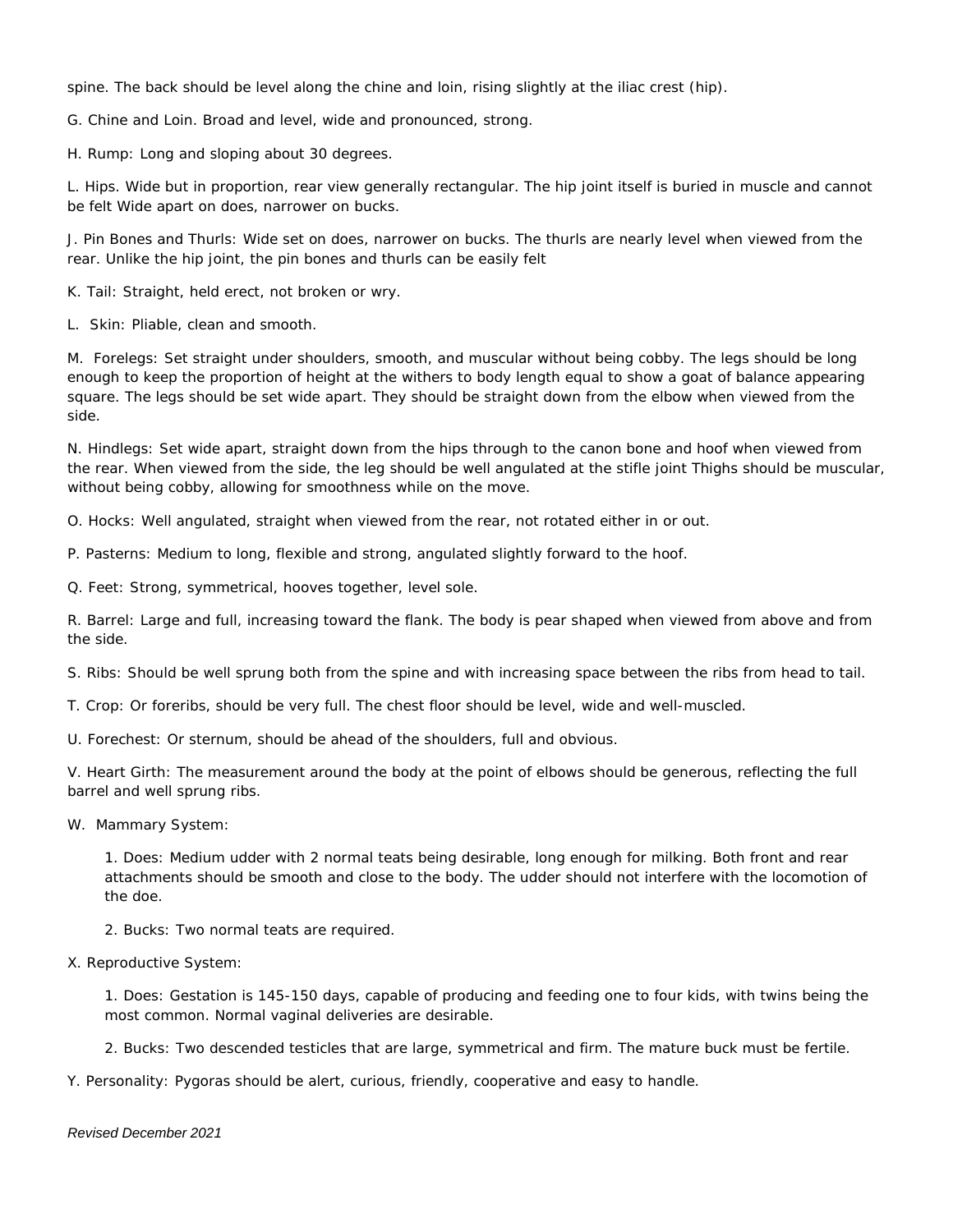spine. The back should be level along the chine and loin, rising slightly at the iliac crest (hip).

G. Chine and Loin. Broad and level, wide and pronounced, strong.

H. Rump: Long and sloping about 30 degrees.

L. Hips. Wide but in proportion, rear view generally rectangular. The hip joint itself is buried in muscle and cannot be felt Wide apart on does, narrower on bucks.

J. Pin Bones and Thurls: Wide set on does, narrower on bucks. The thurls are nearly level when viewed from the rear. Unlike the hip joint, the pin bones and thurls can be easily felt

K. Tail: Straight, held erect, not broken or wry.

L. Skin: Pliable, clean and smooth.

M. Forelegs: Set straight under shoulders, smooth, and muscular without being cobby. The legs should be long enough to keep the proportion of height at the withers to body length equal to show a goat of balance appearing square. The legs should be set wide apart. They should be straight down from the elbow when viewed from the side.

N. Hindlegs: Set wide apart, straight down from the hips through to the canon bone and hoof when viewed from the rear. When viewed from the side, the leg should be well angulated at the stifle joint Thighs should be muscular, without being cobby, allowing for smoothness while on the move.

O. Hocks: Well angulated, straight when viewed from the rear, not rotated either in or out.

P. Pasterns: Medium to long, flexible and strong, angulated slightly forward to the hoof.

Q. Feet: Strong, symmetrical, hooves together, level sole.

R. Barrel: Large and full, increasing toward the flank. The body is pear shaped when viewed from above and from the side.

S. Ribs: Should be well sprung both from the spine and with increasing space between the ribs from head to tail.

T. Crop: Or foreribs, should be very full. The chest floor should be level, wide and well-muscled.

U. Forechest: Or sternum, should be ahead of the shoulders, full and obvious.

V. Heart Girth: The measurement around the body at the point of elbows should be generous, reflecting the full barrel and well sprung ribs.

W. Mammary System:

1. Does: Medium udder with 2 normal teats being desirable, long enough for milking. Both front and rear attachments should be smooth and close to the body. The udder should not interfere with the locomotion of the doe.

2. Bucks: Two normal teats are required.

X. Reproductive System:

1. Does: Gestation is 145-150 days, capable of producing and feeding one to four kids, with twins being the most common. Normal vaginal deliveries are desirable.

2. Bucks: Two descended testicles that are large, symmetrical and firm. The mature buck must be fertile.

Y. Personality: Pygoras should be alert, curious, friendly, cooperative and easy to handle.

*Revised December 2021*